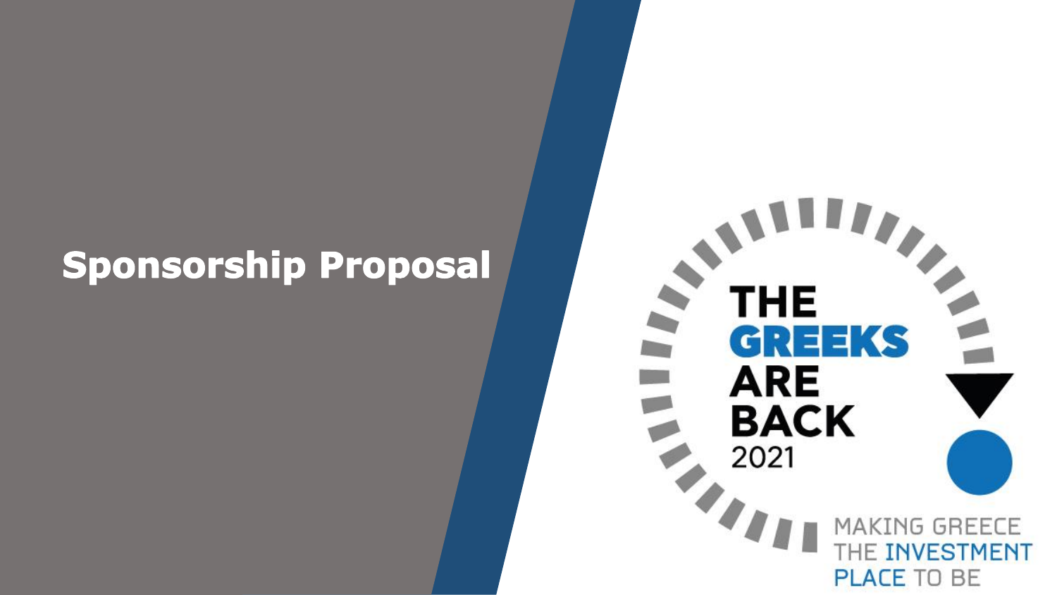# Sponsorship Proposal

THE GREEKS ARE BACK 2021

MAKING GREECE THE INVESTMENT PLACE TO BE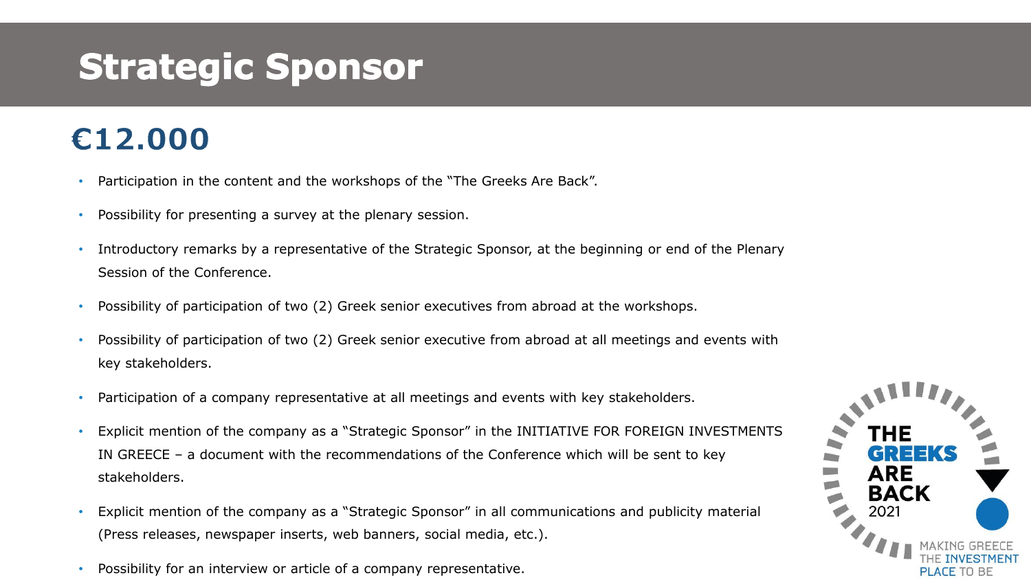# Strategic Sponsor

## €12.000

- Participation in the content and the workshops of the "The Greeks Are Back".
- Possibility for presenting a survey at the plenary session.
- Introductory remarks by a representative of the Strategic Sponsor, at the beginning or end of the Plenary Session of the Conference.
- Possibility of participation of two (2) Greek senior executives from abroad at the workshops.
- Possibility of participation of two (2) Greek senior executive from abroad at all meetings and events with key stakeholders.
- Participation of a company representative at all meetings and events with key stakeholders.
- Explicit mention of the company as a "Strategic Sponsor" in the INITIATIVE FOR FOREIGN INVESTMENTS IN GREECE – a document with the recommendations of the Conference which will be sent to key stakeholders.
- Explicit mention of the company as a "Strategic Sponsor" in all communications and publicity material (Press releases, newspaper inserts, web banners, social media, etc.).
- Possibility for an interview or article of a company representative.

THE GREEKS ARE BACK 2021

MAKING GREECE THE INVESTMENT PLACE TO BE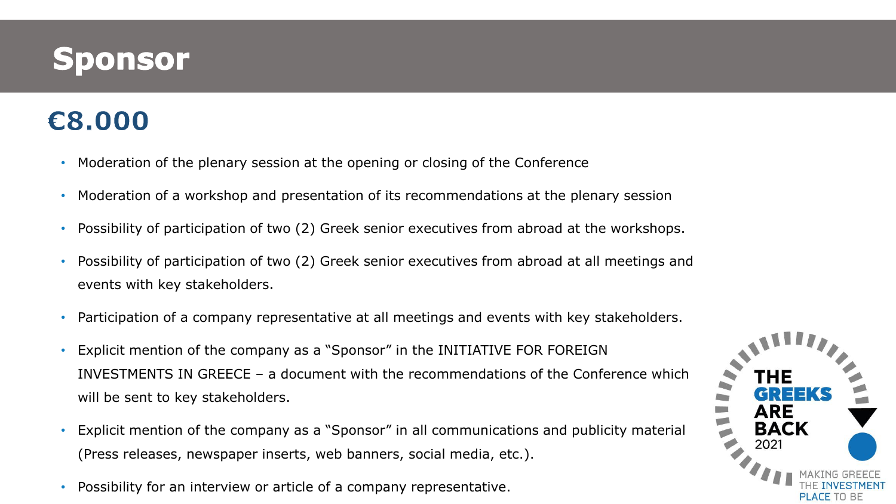# Sponsor

## €8.000

- Moderation of the plenary session at the opening or closing of the Conference
- Moderation of a workshop and presentation of its recommendations at the plenary session
- Possibility of participation of two (2) Greek senior executives from abroad at the workshops.
- Possibility of participation of two (2) Greek senior executives from abroad at all meetings and events with key stakeholders.
- Participation of a company representative at all meetings and events with key stakeholders.
- Explicit mention of the company as a "Sponsor" in the INITIATIVE FOR FOREIGN INVESTMENTS IN GREECE – a document with the recommendations of the Conference which will be sent to key stakeholders.
- Explicit mention of the company as a "Sponsor" in all communications and publicity material (Press releases, newspaper inserts, web banners, social media, etc.).
- Possibility for an interview or article of a company representative.

THE GREEKS ARE BACK 2021

MAKING GREECE THE INVESTMENT PLACE TO BE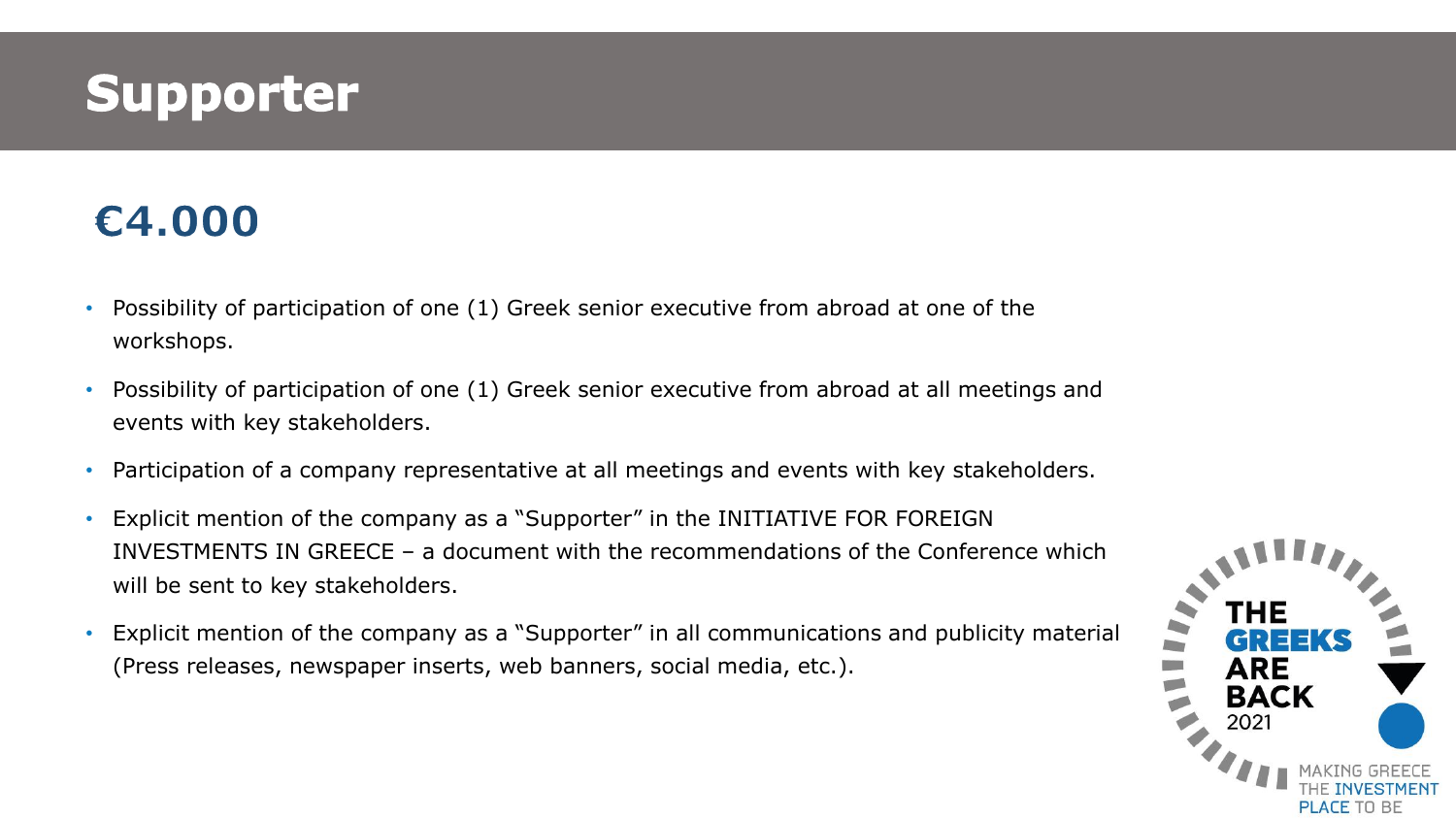# Supporter

## €4.000

- Possibility of participation of one (1) Greek senior executive from abroad at one of the workshops.
- Possibility of participation of one (1) Greek senior executive from abroad at all meetings and events with key stakeholders.
- Participation of a company representative at all meetings and events with key stakeholders.
- Explicit mention of the company as a "Supporter" in the INITIATIVE FOR FOREIGN INVESTMENTS IN GREECE – a document with the recommendations of the Conference which will be sent to key stakeholders.
- Explicit mention of the company as a "Supporter" in all communications and publicity material (Press releases, newspaper inserts, web banners, social media, etc.).

THE GREEKS ARE BACK 2021

MAKING GREECE THE INVESTMENT PLACE TO BE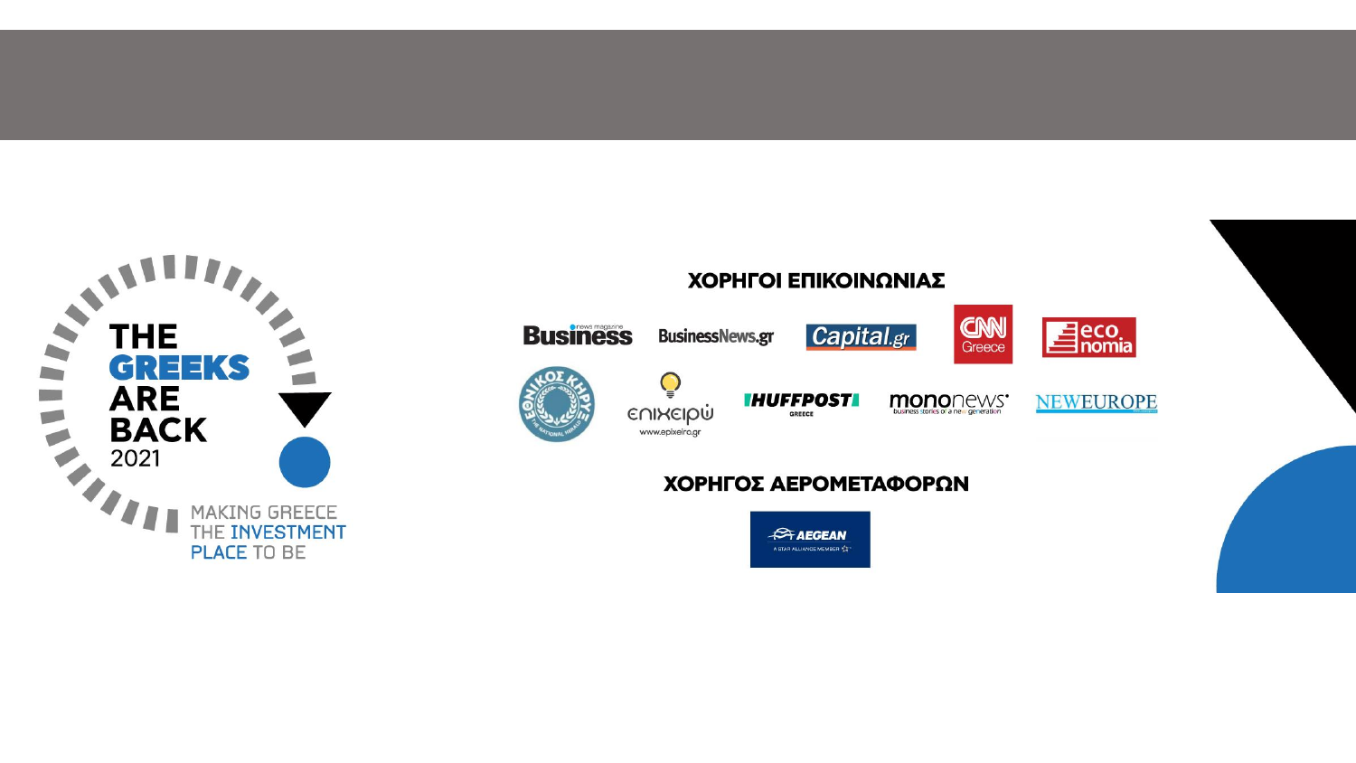THE GREEKS ARE BACK 2021

MAKING GREECE THE INVESTMENT PLACE TO BE

## ΧΟΡΗΓΟΙ ΕΠΙΚΟΙΝΩΝΙΑΣ

Business · BusinessNews.gr · Capital.gr · CNN Greece · economia · Εθνικός Κήρυξ · επιχειρώ (www.epixeiro.gr) · HuffPost Greece · mononews · NEWEUROPE

## ΧΟΡΗΓΟΣ ΑΕΡΟΜΕΤΑΦΟΡΩΝ

AEGEAN – A STAR ALLIANCE MEMBER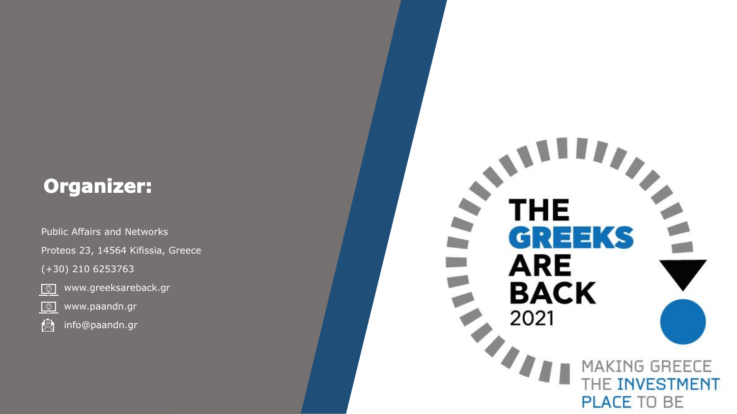## Organizer:

Public Affairs and Networks

Proteos 23, 14564 Kifissia, Greece

(+30) 210 6253763

www.greeksareback.gr

www.paandn.gr

info@paandn.gr

THE GREEKS ARE BACK 2021

MAKING GREECE THE INVESTMENT PLACE TO BE